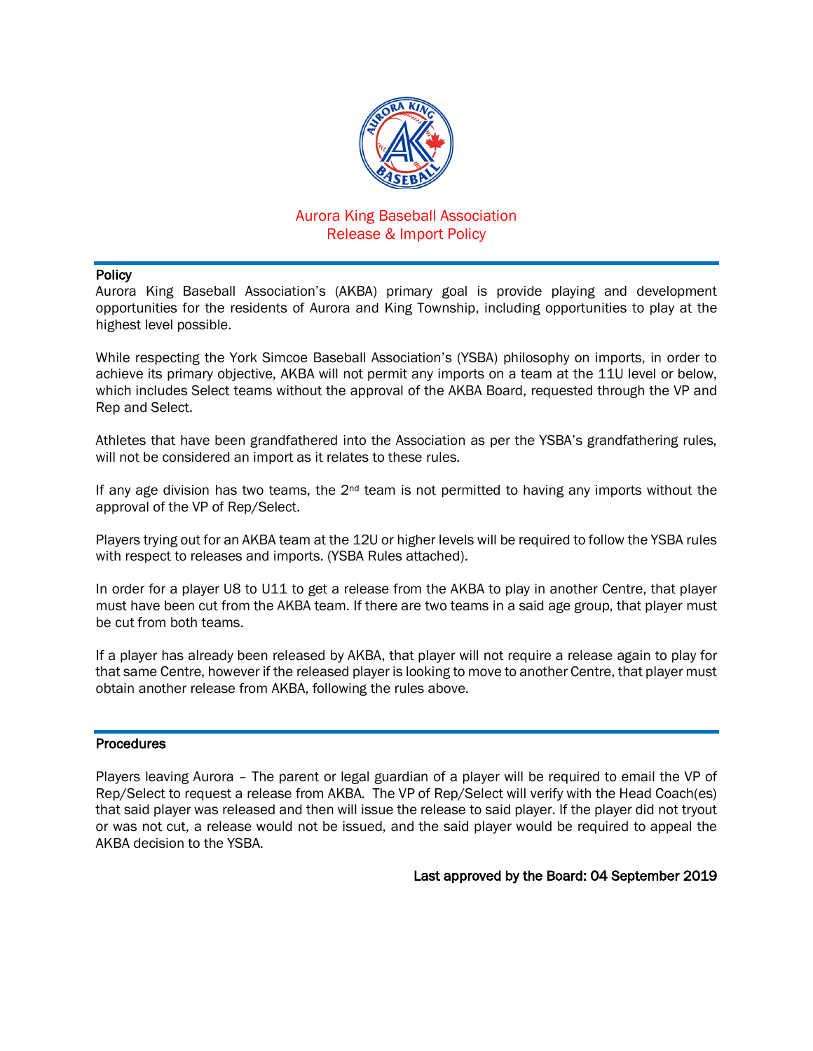# Aurora King Baseball Association
# Release & Import Policy

## Policy

Aurora King Baseball Association's (AKBA) primary goal is provide playing and development opportunities for the residents of Aurora and King Township, including opportunities to play at the highest level possible.

While respecting the York Simcoe Baseball Association's (YSBA) philosophy on imports, in order to achieve its primary objective, AKBA will not permit any imports on a team at the 11U level or below, which includes Select teams without the approval of the AKBA Board, requested through the VP and Rep and Select.

Athletes that have been grandfathered into the Association as per the YSBA's grandfathering rules, will not be considered an import as it relates to these rules.

If any age division has two teams, the 2nd team is not permitted to having any imports without the approval of the VP of Rep/Select.

Players trying out for an AKBA team at the 12U or higher levels will be required to follow the YSBA rules with respect to releases and imports. (YSBA Rules attached).

In order for a player U8 to U11 to get a release from the AKBA to play in another Centre, that player must have been cut from the AKBA team. If there are two teams in a said age group, that player must be cut from both teams.

If a player has already been released by AKBA, that player will not require a release again to play for that same Centre, however if the released player is looking to move to another Centre, that player must obtain another release from AKBA, following the rules above.

## Procedures

Players leaving Aurora – The parent or legal guardian of a player will be required to email the VP of Rep/Select to request a release from AKBA. The VP of Rep/Select will verify with the Head Coach(es) that said player was released and then will issue the release to said player. If the player did not tryout or was not cut, a release would not be issued, and the said player would be required to appeal the AKBA decision to the YSBA.

**Last approved by the Board: 04 September 2019**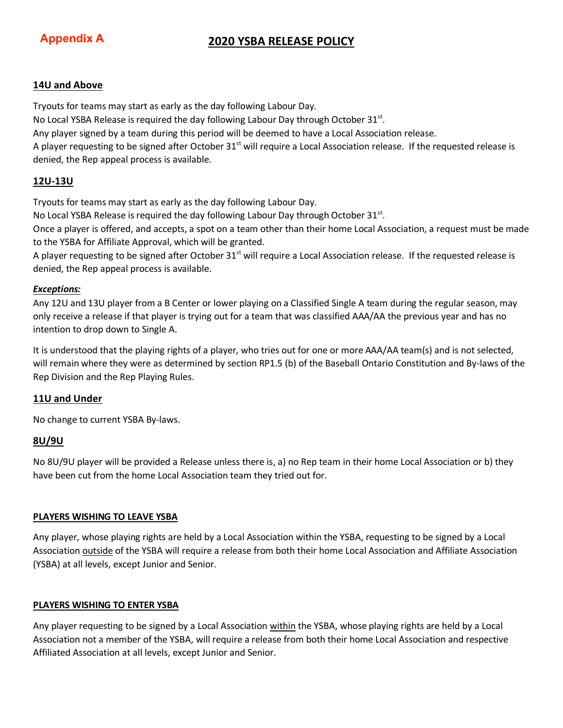**Appendix A**

# 2020 YSBA RELEASE POLICY

## 14U and Above

Tryouts for teams may start as early as the day following Labour Day.
No Local YSBA Release is required the day following Labour Day through October 31st.
Any player signed by a team during this period will be deemed to have a Local Association release.
A player requesting to be signed after October 31st will require a Local Association release. If the requested release is denied, the Rep appeal process is available.

## 12U-13U

Tryouts for teams may start as early as the day following Labour Day.
No Local YSBA Release is required the day following Labour Day through October 31st.
Once a player is offered, and accepts, a spot on a team other than their home Local Association, a request must be made to the YSBA for Affiliate Approval, which will be granted.
A player requesting to be signed after October 31st will require a Local Association release. If the requested release is denied, the Rep appeal process is available.

***Exceptions:***

Any 12U and 13U player from a B Center or lower playing on a Classified Single A team during the regular season, may only receive a release if that player is trying out for a team that was classified AAA/AA the previous year and has no intention to drop down to Single A.

It is understood that the playing rights of a player, who tries out for one or more AAA/AA team(s) and is not selected, will remain where they were as determined by section RP1.5 (b) of the Baseball Ontario Constitution and By-laws of the Rep Division and the Rep Playing Rules.

## 11U and Under

No change to current YSBA By-laws.

## 8U/9U

No 8U/9U player will be provided a Release unless there is, a) no Rep team in their home Local Association or b) they have been cut from the home Local Association team they tried out for.

**PLAYERS WISHING TO LEAVE YSBA**

Any player, whose playing rights are held by a Local Association within the YSBA, requesting to be signed by a Local Association outside of the YSBA will require a release from both their home Local Association and Affiliate Association (YSBA) at all levels, except Junior and Senior.

**PLAYERS WISHING TO ENTER YSBA**

Any player requesting to be signed by a Local Association within the YSBA, whose playing rights are held by a Local Association not a member of the YSBA, will require a release from both their home Local Association and respective Affiliated Association at all levels, except Junior and Senior.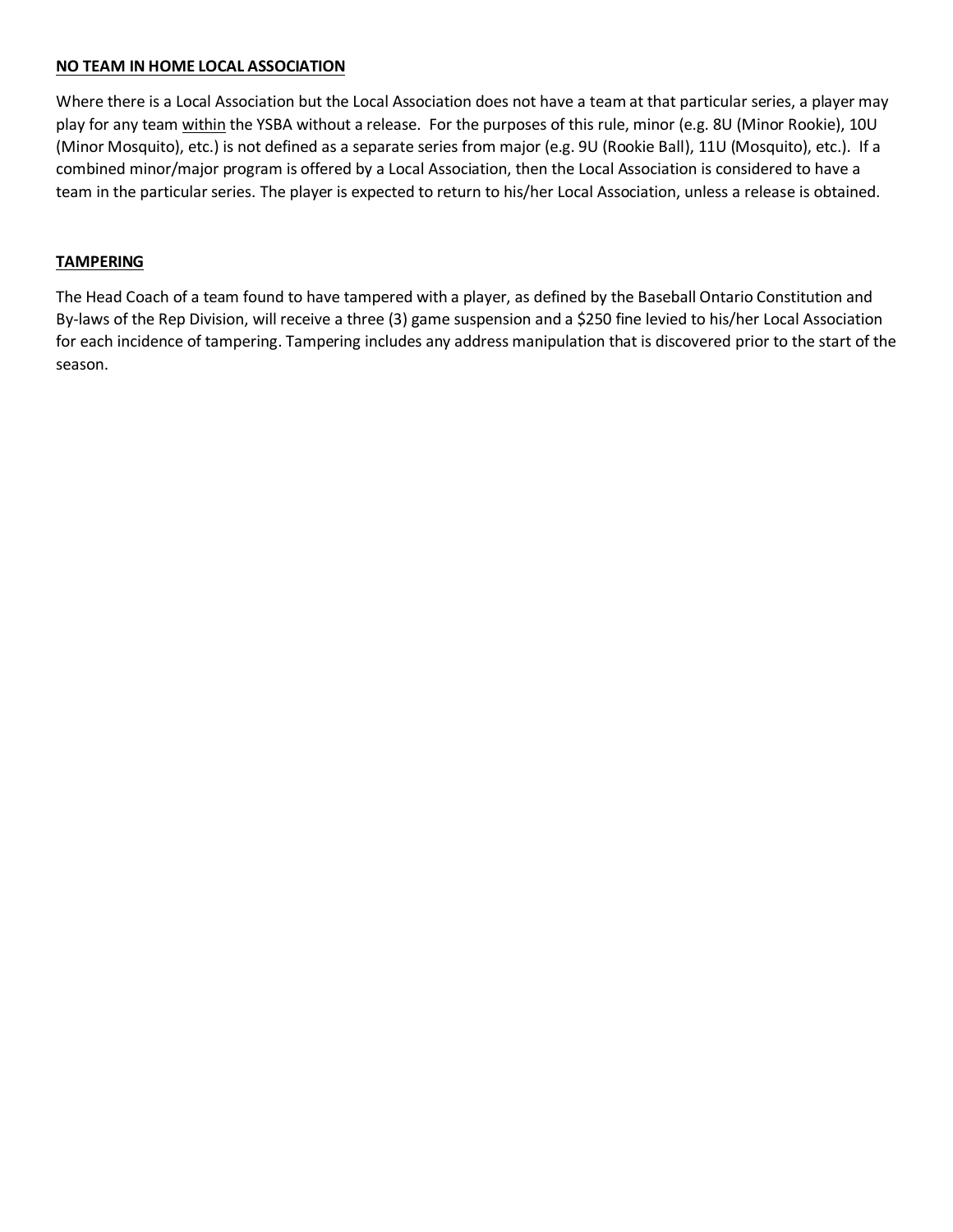## **NO TEAM IN HOME LOCAL ASSOCIATION**

Where there is a Local Association but the Local Association does not have a team at that particular series, a player may play for any team within the YSBA without a release. For the purposes of this rule, minor (e.g. 8U (Minor Rookie), 10U (Minor Mosquito), etc.) is not defined as a separate series from major (e.g. 9U (Rookie Ball), 11U (Mosquito), etc.). If a combined minor/major program is offered by a Local Association, then the Local Association is considered to have a team in the particular series. The player is expected to return to his/her Local Association, unless a release is obtained.

## **TAMPERING**

The Head Coach of a team found to have tampered with a player, as defined by the Baseball Ontario Constitution and By-laws of the Rep Division, will receive a three (3) game suspension and a $250 fine levied to his/her Local Association for each incidence of tampering. Tampering includes any address manipulation that is discovered prior to the start of the season.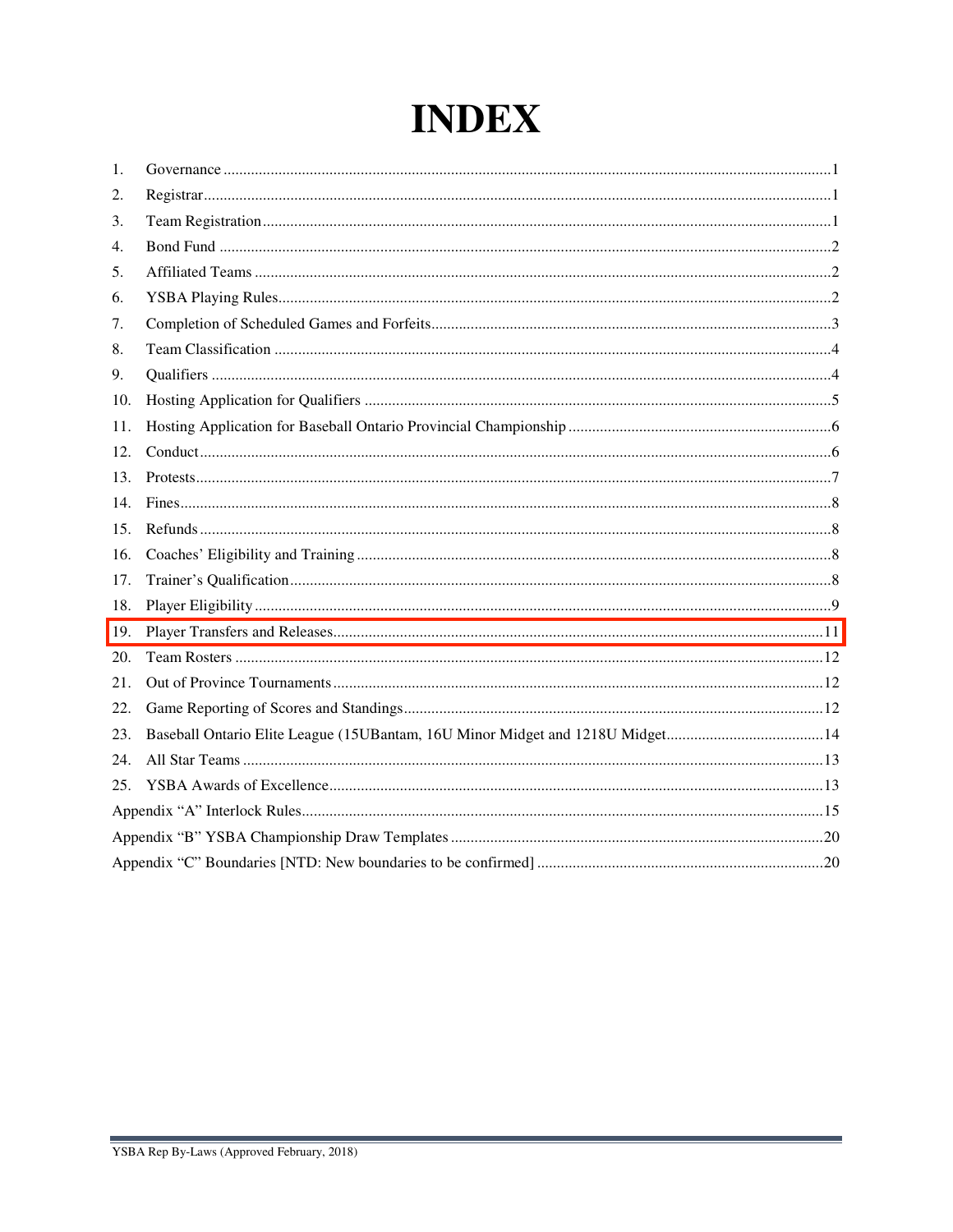# INDEX

1. Governance ........................................................................................................................................1
2. Registrar............................................................................................................................................1
3. Team Registration.............................................................................................................................1
4. Bond Fund ........................................................................................................................................2
5. Affiliated Teams ................................................................................................................................2
6. YSBA Playing Rules..........................................................................................................................2
7. Completion of Scheduled Games and Forfeits...................................................................................3
8. Team Classification ...........................................................................................................................4
9. Qualifiers ...........................................................................................................................................4
10. Hosting Application for Qualifiers ....................................................................................................5
11. Hosting Application for Baseball Ontario Provincial Championship .................................................6
12. Conduct.............................................................................................................................................6
13. Protests..............................................................................................................................................7
14. Fines..................................................................................................................................................8
15. Refunds .............................................................................................................................................8
16. Coaches' Eligibility and Training ......................................................................................................8
17. Trainer's Qualification.......................................................................................................................8
18. Player Eligibility ...............................................................................................................................9
19. Player Transfers and Releases..........................................................................................................11
20. Team Rosters ..................................................................................................................................12
21. Out of Province Tournaments ..........................................................................................................12
22. Game Reporting of Scores and Standings.........................................................................................12
23. Baseball Ontario Elite League (15UBantam, 16U Minor Midget and 1218U Midget.......................................14
24. All Star Teams ................................................................................................................................13
25. YSBA Awards of Excellence............................................................................................................13

Appendix "A" Interlock Rules...................................................................................................................15

Appendix "B" YSBA Championship Draw Templates ............................................................................20

Appendix "C" Boundaries [NTD: New boundaries to be confirmed] .......................................................20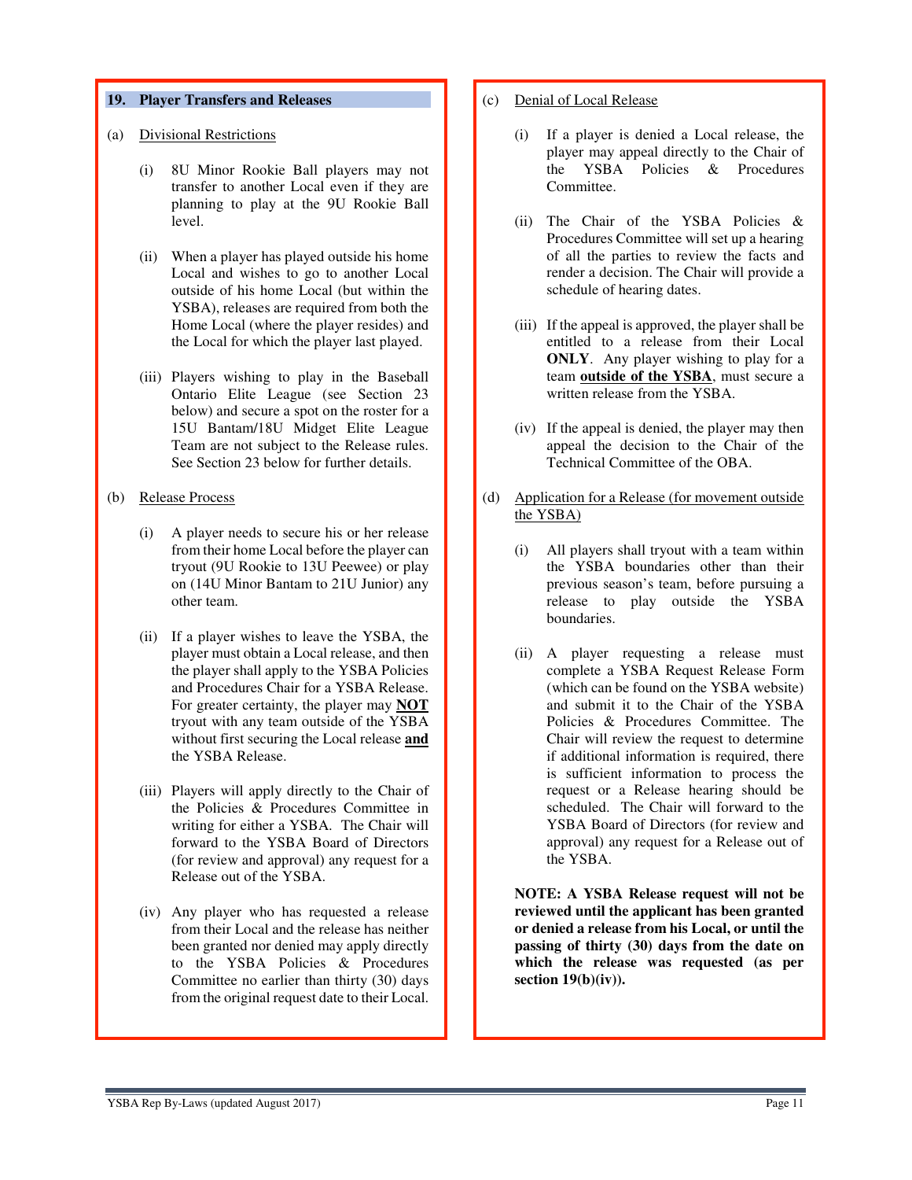## 19. Player Transfers and Releases

(a) Divisional Restrictions

(i) 8U Minor Rookie Ball players may not transfer to another Local even if they are planning to play at the 9U Rookie Ball level.

(ii) When a player has played outside his home Local and wishes to go to another Local outside of his home Local (but within the YSBA), releases are required from both the Home Local (where the player resides) and the Local for which the player last played.

(iii) Players wishing to play in the Baseball Ontario Elite League (see Section 23 below) and secure a spot on the roster for a 15U Bantam/18U Midget Elite League Team are not subject to the Release rules. See Section 23 below for further details.

(b) Release Process

(i) A player needs to secure his or her release from their home Local before the player can tryout (9U Rookie to 13U Peewee) or play on (14U Minor Bantam to 21U Junior) any other team.

(ii) If a player wishes to leave the YSBA, the player must obtain a Local release, and then the player shall apply to the YSBA Policies and Procedures Chair for a YSBA Release. For greater certainty, the player may **NOT** tryout with any team outside of the YSBA without first securing the Local release **and** the YSBA Release.

(iii) Players will apply directly to the Chair of the Policies & Procedures Committee in writing for either a YSBA. The Chair will forward to the YSBA Board of Directors (for review and approval) any request for a Release out of the YSBA.

(iv) Any player who has requested a release from their Local and the release has neither been granted nor denied may apply directly to the YSBA Policies & Procedures Committee no earlier than thirty (30) days from the original request date to their Local.

(c) Denial of Local Release

(i) If a player is denied a Local release, the player may appeal directly to the Chair of the YSBA Policies & Procedures Committee.

(ii) The Chair of the YSBA Policies & Procedures Committee will set up a hearing of all the parties to review the facts and render a decision. The Chair will provide a schedule of hearing dates.

(iii) If the appeal is approved, the player shall be entitled to a release from their Local **ONLY**. Any player wishing to play for a team **outside of the YSBA**, must secure a written release from the YSBA.

(iv) If the appeal is denied, the player may then appeal the decision to the Chair of the Technical Committee of the OBA.

(d) Application for a Release (for movement outside the YSBA)

(i) All players shall tryout with a team within the YSBA boundaries other than their previous season's team, before pursuing a release to play outside the YSBA boundaries.

(ii) A player requesting a release must complete a YSBA Request Release Form (which can be found on the YSBA website) and submit it to the Chair of the YSBA Policies & Procedures Committee. The Chair will review the request to determine if additional information is required, there is sufficient information to process the request or a Release hearing should be scheduled. The Chair will forward to the YSBA Board of Directors (for review and approval) any request for a Release out of the YSBA.

**NOTE: A YSBA Release request will not be reviewed until the applicant has been granted or denied a release from his Local, or until the passing of thirty (30) days from the date on which the release was requested (as per section 19(b)(iv)).**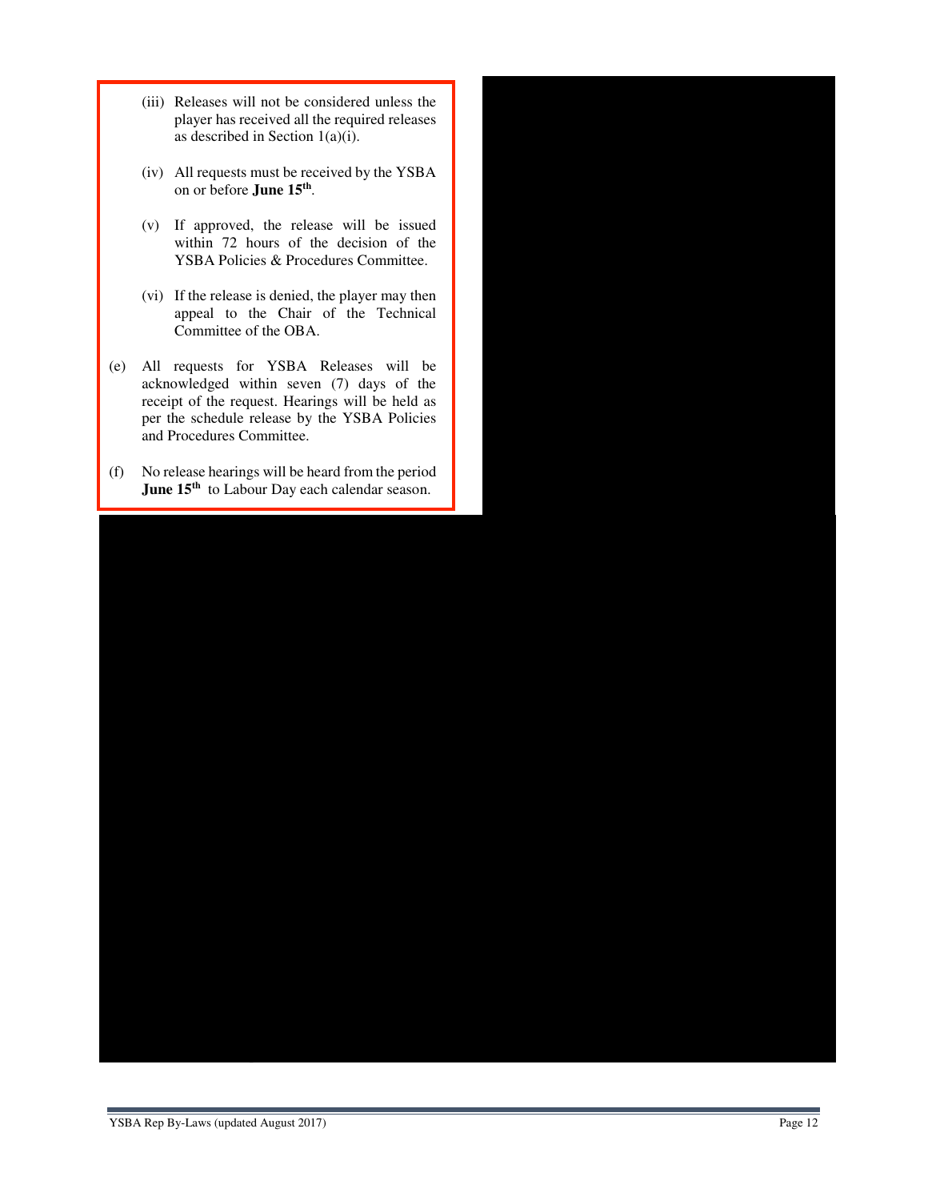(iii) Releases will not be considered unless the player has received all the required releases as described in Section 1(a)(i).

(iv) All requests must be received by the YSBA on or before **June 15th**.

(v) If approved, the release will be issued within 72 hours of the decision of the YSBA Policies & Procedures Committee.

(vi) If the release is denied, the player may then appeal to the Chair of the Technical Committee of the OBA.

(e) All requests for YSBA Releases will be acknowledged within seven (7) days of the receipt of the request. Hearings will be held as per the schedule release by the YSBA Policies and Procedures Committee.

(f) No release hearings will be heard from the period **June 15th** to Labour Day each calendar season.